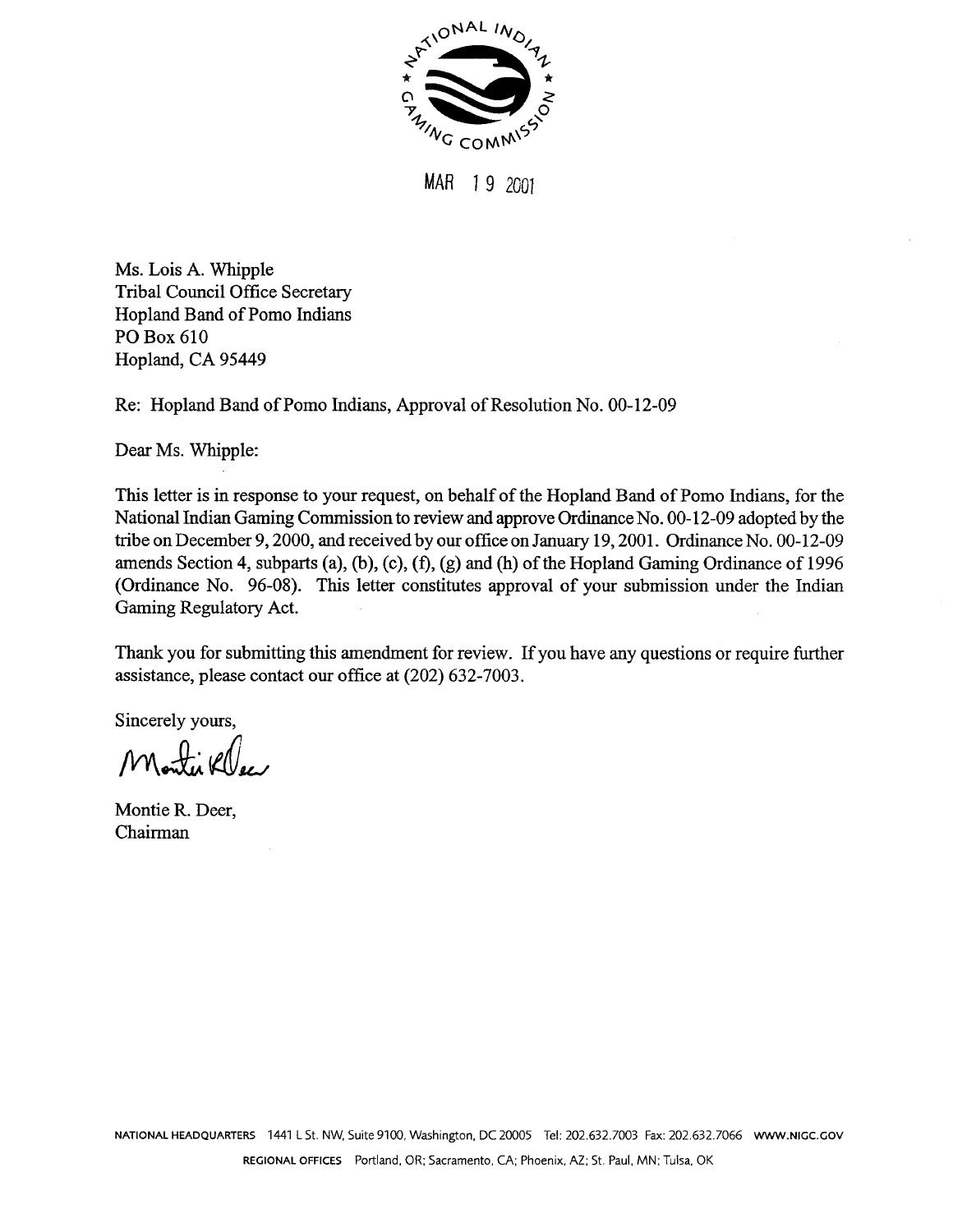NATIONAL INDIAN GAMING COMMISSION

MAR 19 2001

Ms. Lois A. Whipple
Tribal Council Office Secretary
Hopland Band of Pomo Indians
PO Box 610
Hopland, CA 95449

Re: Hopland Band of Pomo Indians, Approval of Resolution No. 00-12-09

Dear Ms. Whipple:

This letter is in response to your request, on behalf of the Hopland Band of Pomo Indians, for the National Indian Gaming Commission to review and approve Ordinance No. 00-12-09 adopted by the tribe on December 9, 2000, and received by our office on January 19, 2001. Ordinance No. 00-12-09 amends Section 4, subparts (a), (b), (c), (f), (g) and (h) of the Hopland Gaming Ordinance of 1996 (Ordinance No. 96-08). This letter constitutes approval of your submission under the Indian Gaming Regulatory Act.

Thank you for submitting this amendment for review. If you have any questions or require further assistance, please contact our office at (202) 632-7003.

Sincerely yours,

Montie R. Deer,
Chairman

NATIONAL HEADQUARTERS 1441 L St. NW, Suite 9100, Washington, DC 20005 Tel: 202.632.7003 Fax: 202.632.7066 WWW.NIGC.GOV
REGIONAL OFFICES Portland, OR; Sacramento, CA; Phoenix, AZ; St. Paul, MN; Tulsa, OK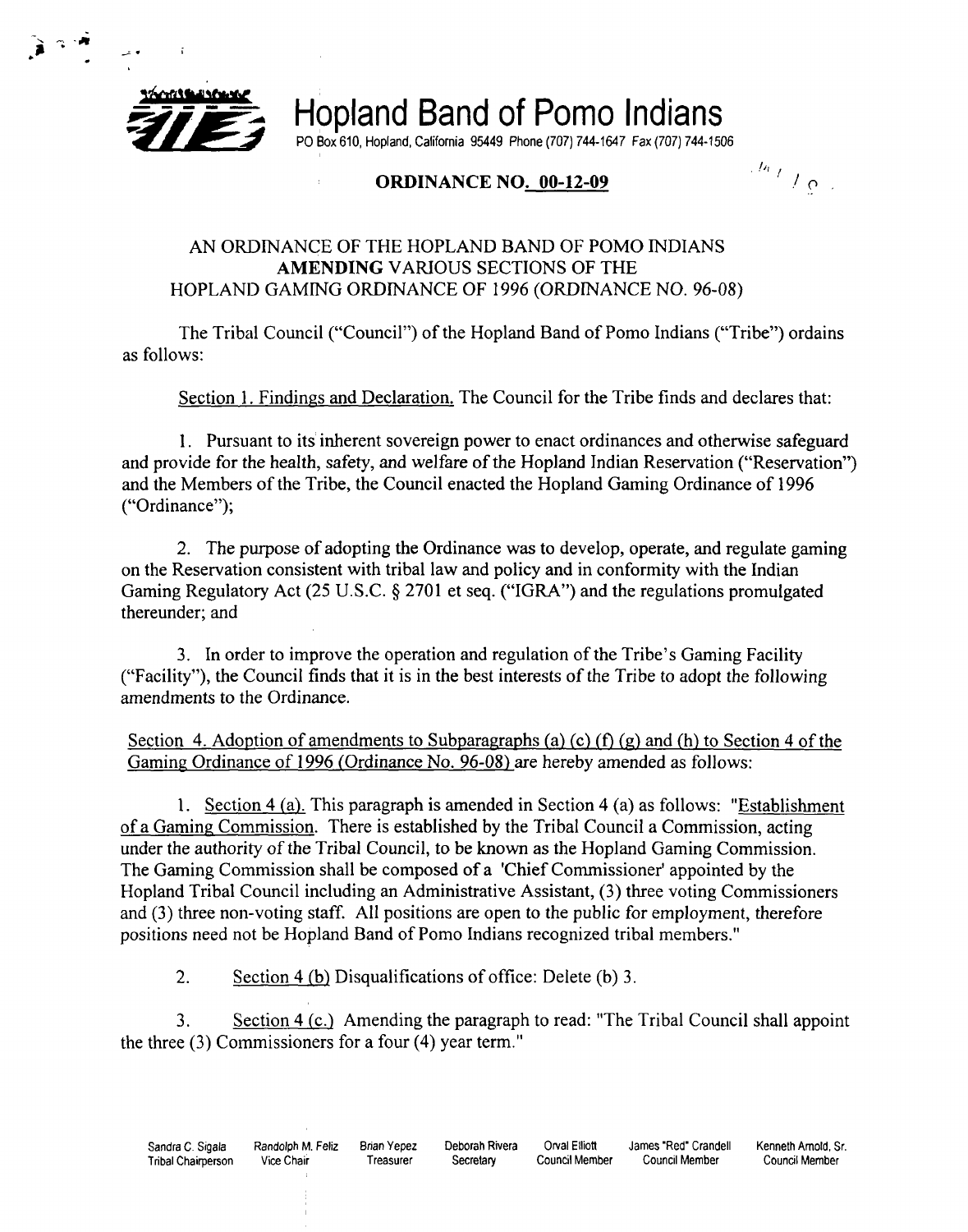# Hopland Band of Pomo Indians

PO Box 610, Hopland, California 95449 Phone (707) 744-1647 Fax (707) 744-1506

## ORDINANCE NO. 00-12-09

AN ORDINANCE OF THE HOPLAND BAND OF POMO INDIANS **AMENDING** VARIOUS SECTIONS OF THE HOPLAND GAMING ORDINANCE OF 1996 (ORDINANCE NO. 96-08)

The Tribal Council ("Council") of the Hopland Band of Pomo Indians ("Tribe") ordains as follows:

Section 1. Findings and Declaration. The Council for the Tribe finds and declares that:

1. Pursuant to its inherent sovereign power to enact ordinances and otherwise safeguard and provide for the health, safety, and welfare of the Hopland Indian Reservation ("Reservation") and the Members of the Tribe, the Council enacted the Hopland Gaming Ordinance of 1996 ("Ordinance");

2. The purpose of adopting the Ordinance was to develop, operate, and regulate gaming on the Reservation consistent with tribal law and policy and in conformity with the Indian Gaming Regulatory Act (25 U.S.C. § 2701 et seq. ("IGRA") and the regulations promulgated thereunder; and

3. In order to improve the operation and regulation of the Tribe's Gaming Facility ("Facility"), the Council finds that it is in the best interests of the Tribe to adopt the following amendments to the Ordinance.

Section 4. Adoption of amendments to Subparagraphs (a) (c) (f) (g) and (h) to Section 4 of the Gaming Ordinance of 1996 (Ordinance No. 96-08) are hereby amended as follows:

1. Section 4 (a). This paragraph is amended in Section 4 (a) as follows: "Establishment of a Gaming Commission. There is established by the Tribal Council a Commission, acting under the authority of the Tribal Council, to be known as the Hopland Gaming Commission. The Gaming Commission shall be composed of a 'Chief Commissioner' appointed by the Hopland Tribal Council including an Administrative Assistant, (3) three voting Commissioners and (3) three non-voting staff. All positions are open to the public for employment, therefore positions need not be Hopland Band of Pomo Indians recognized tribal members."

2. Section 4 (b) Disqualifications of office: Delete (b) 3.

3. Section 4 (c.) Amending the paragraph to read: "The Tribal Council shall appoint the three (3) Commissioners for a four (4) year term."

| Sandra C. Sigala | Randolph M. Feliz | Brian Yepez | Deborah Rivera | Orval Elliott | James "Red" Crandell | Kenneth Arnold, Sr. |
|---|---|---|---|---|---|---|
| Tribal Chairperson | Vice Chair | Treasurer | Secretary | Council Member | Council Member | Council Member |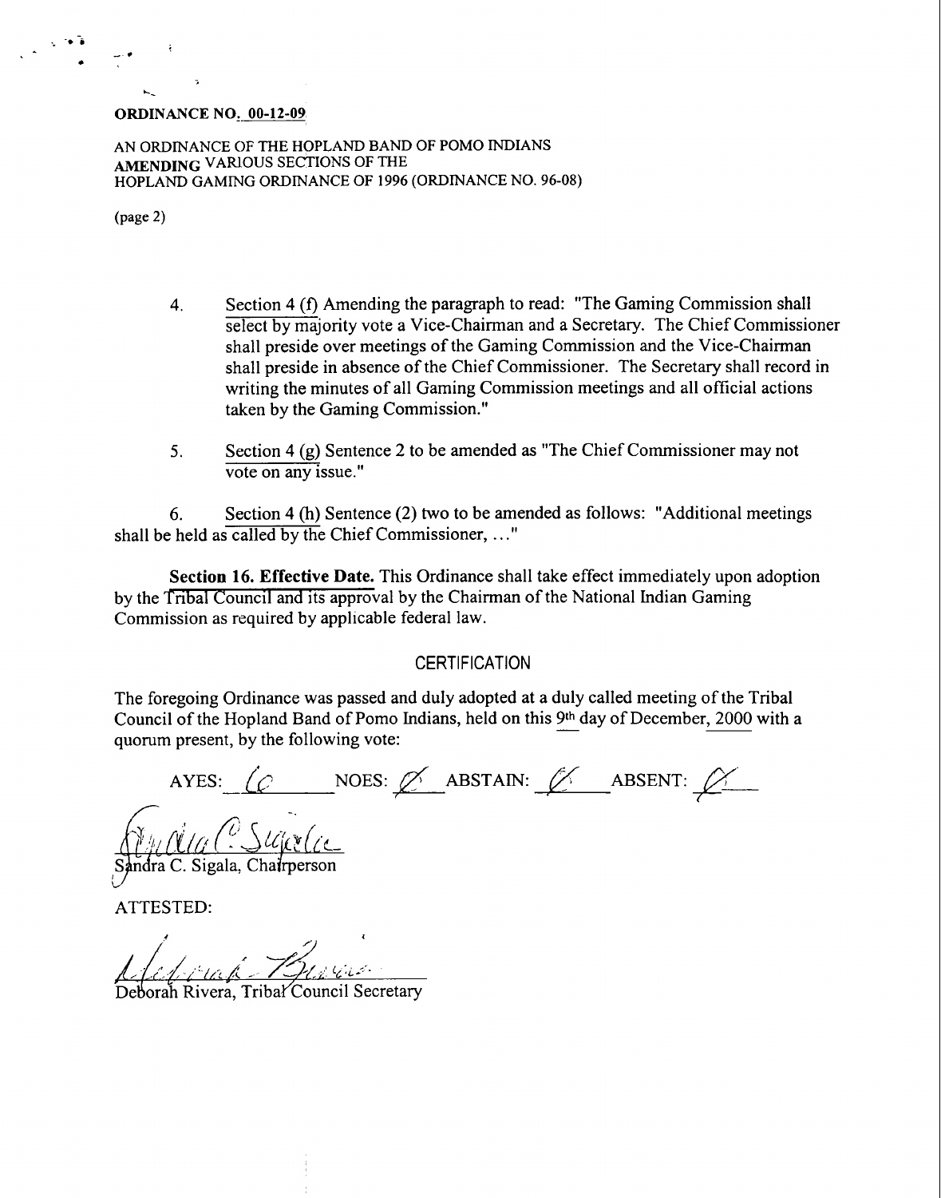**ORDINANCE NO. 00-12-09**

AN ORDINANCE OF THE HOPLAND BAND OF POMO INDIANS **AMENDING** VARIOUS SECTIONS OF THE HOPLAND GAMING ORDINANCE OF 1996 (ORDINANCE NO. 96-08)

(page 2)

4. Section 4 (f) Amending the paragraph to read: "The Gaming Commission shall select by majority vote a Vice-Chairman and a Secretary. The Chief Commissioner shall preside over meetings of the Gaming Commission and the Vice-Chairman shall preside in absence of the Chief Commissioner. The Secretary shall record in writing the minutes of all Gaming Commission meetings and all official actions taken by the Gaming Commission."

5. Section 4 (g) Sentence 2 to be amended as "The Chief Commissioner may not vote on any issue."

6. Section 4 (h) Sentence (2) two to be amended as follows: "Additional meetings shall be held as called by the Chief Commissioner, ..."

**Section 16. Effective Date.** This Ordinance shall take effect immediately upon adoption by the Tribal Council and its approval by the Chairman of the National Indian Gaming Commission as required by applicable federal law.

## CERTIFICATION

The foregoing Ordinance was passed and duly adopted at a duly called meeting of the Tribal Council of the Hopland Band of Pomo Indians, held on this 9th day of December, 2000 with a quorum present, by the following vote:

AYES: 6 NOES: 0 ABSTAIN: 0 ABSENT: 0

Sandra C. Sigala, Chairperson

ATTESTED:

Deborah Rivera, Tribal Council Secretary